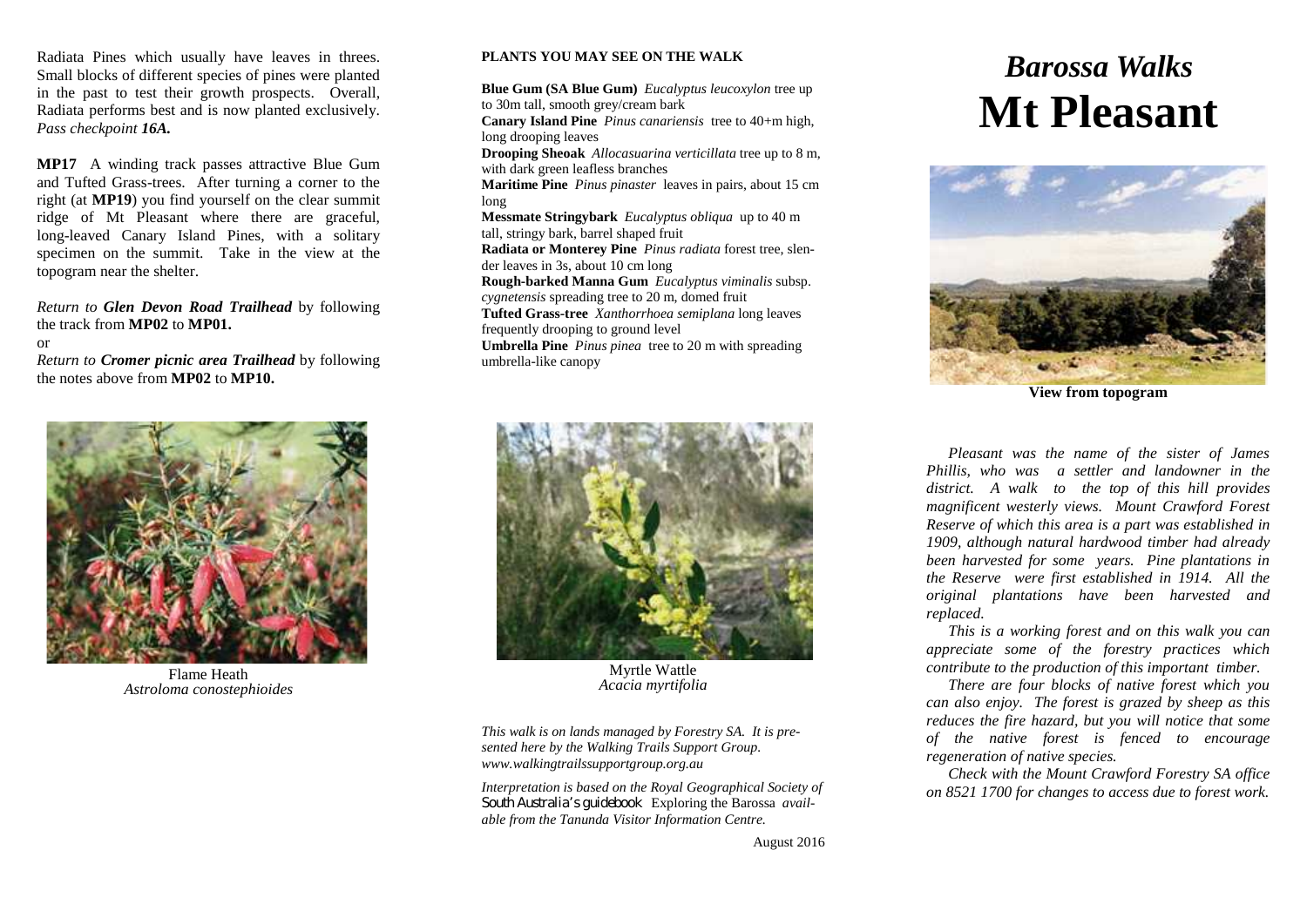Radiata Pines which usually have leaves in threes. Small blocks of different species of pines were planted in the past to test their growth prospects. Overall, Radiata performs best and is now planted exclusively. *Pass checkpoint **16A.***

**MP17** A winding track passes attractive Blue Gum and Tufted Grass-trees. After turning a corner to the right (at **MP19**) you find yourself on the clear summit ridge of Mt Pleasant where there are graceful, long-leaved Canary Island Pines, with a solitary specimen on the summit. Take in the view at the topogram near the shelter.

*Return to **Glen Devon Road Trailhead** by following the track from* **MP02** *to* **MP01.**

or

*Return to **Cromer picnic area Trailhead** by following the notes above from* **MP02** *to* **MP10.**

Flame Heath
*Astroloma conostephioides*

**PLANTS YOU MAY SEE ON THE WALK**

**Blue Gum (SA Blue Gum)** *Eucalyptus leucoxylon* tree up to 30m tall, smooth grey/cream bark
**Canary Island Pine** *Pinus canariensis* tree to 40+m high, long drooping leaves
**Drooping Sheoak** *Allocasuarina verticillata* tree up to 8 m, with dark green leafless branches
**Maritime Pine** *Pinus pinaster* leaves in pairs, about 15 cm long
**Messmate Stringybark** *Eucalyptus obliqua* up to 40 m tall, stringy bark, barrel shaped fruit
**Radiata or Monterey Pine** *Pinus radiata* forest tree, slender leaves in 3s, about 10 cm long
**Rough-barked Manna Gum** *Eucalyptus viminalis* subsp. *cygnetensis* spreading tree to 20 m, domed fruit
**Tufted Grass-tree** *Xanthorrhoea semiplana* long leaves frequently drooping to ground level
**Umbrella Pine** *Pinus pinea* tree to 20 m with spreading umbrella-like canopy

Myrtle Wattle
*Acacia myrtifolia*

*This walk is on lands managed by Forestry SA. It is presented here by the Walking Trails Support Group. www.walkingtrailssupportgroup.org.au*

*Interpretation is based on the Royal Geographical Society of South Australia's guidebook* Exploring the Barossa *available from the Tanunda Visitor Information Centre.*

August 2016

# *Barossa Walks*
# Mt Pleasant

**View from topogram**

*Pleasant was the name of the sister of James Phillis, who was a settler and landowner in the district. A walk to the top of this hill provides magnificent westerly views. Mount Crawford Forest Reserve of which this area is a part was established in 1909, although natural hardwood timber had already been harvested for some years. Pine plantations in the Reserve were first established in 1914. All the original plantations have been harvested and replaced.*

*This is a working forest and on this walk you can appreciate some of the forestry practices which contribute to the production of this important timber.*

*There are four blocks of native forest which you can also enjoy. The forest is grazed by sheep as this reduces the fire hazard, but you will notice that some of the native forest is fenced to encourage regeneration of native species.*

*Check with the Mount Crawford Forestry SA office on 8521 1700 for changes to access due to forest work.*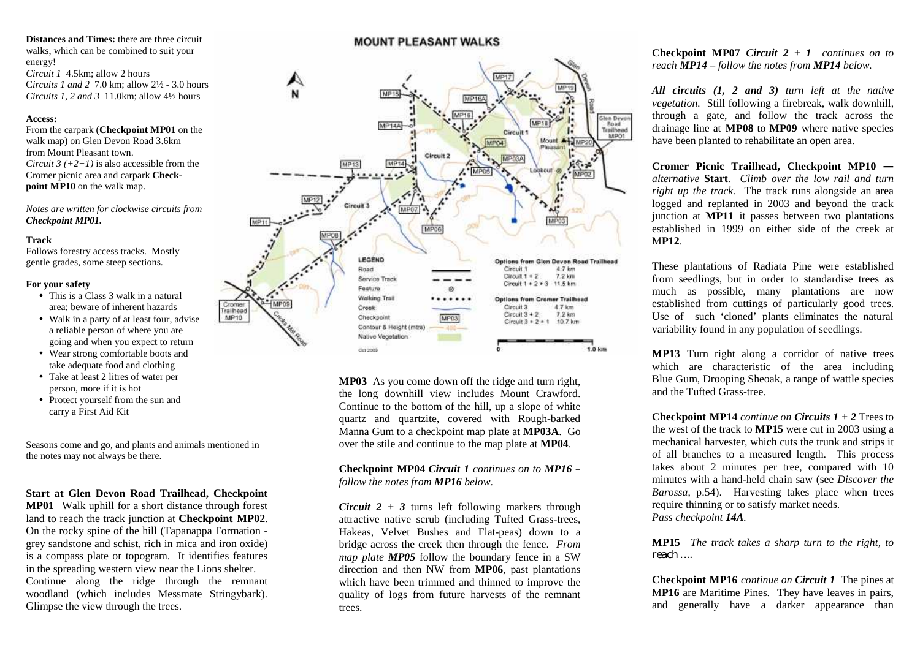**Distances and Times:** there are three circuit walks, which can be combined to suit your energy!

*Circuit 1* 4.5km; allow 2 hours
*Circuits 1 and 2* 7.0 km; allow 2½ - 3.0 hours
*Circuits 1, 2 and 3* 11.0km; allow 4½ hours

**Access:**
From the carpark (**Checkpoint MP01** on the walk map) on Glen Devon Road 3.6km from Mount Pleasant town.
*Circuit 3 (+2+1)* is also accessible from the Cromer picnic area and carpark **Checkpoint MP10** on the walk map.

*Notes are written for clockwise circuits from Checkpoint MP01.*

**Track**
Follows forestry access tracks. Mostly gentle grades, some steep sections.

**For your safety**

- This is a Class 3 walk in a natural area; beware of inherent hazards
- Walk in a party of at least four, advise a reliable person of where you are going and when you expect to return
- Wear strong comfortable boots and take adequate food and clothing
- Take at least 2 litres of water per person, more if it is hot
- Protect yourself from the sun and carry a First Aid Kit

Seasons come and go, and plants and animals mentioned in the notes may not always be there.

**Start at Glen Devon Road Trailhead, Checkpoint MP01** Walk uphill for a short distance through forest land to reach the track junction at **Checkpoint MP02**. On the rocky spine of the hill (Tapanappa Formation - grey sandstone and schist, rich in mica and iron oxide) is a compass plate or topogram. It identifies features in the spreading western view near the Lions shelter. Continue along the ridge through the remnant woodland (which includes Messmate Stringybark). Glimpse the view through the trees.

MOUNT PLEASANT WALKS

N

Glen Devon Road

MP17 MP19 MP15 MP16A MP16 MP14A MP18 Circuit 1 MP04 Mount Pleasant MP20 Glen Devon Road Trailhead MP01 Circuit 2 MP03A MP13 MP14 MP05 Lookout MP02 MP12 Circuit 3 MP07 MP03 MP11 MP06 MP08 Cromer Trailhead MP10 MP09 Cricks Mill Road

LEGEND
Road
Service Track
Feature
Walking Trail
Creek
Checkpoint MP03
Contour & Height (mtrs) 400
Native Vegetation
Oct 2003

Options from Glen Devon Road Trailhead
Circuit 1 4.7 km
Circuit 1 + 2 7.2 km
Circuit 1 + 2 + 3 11.5 km

Options from Cromer Trailhead
Circuit 3 4.7 km
Circuit 3 + 2 7.2 km
Circuit 3 + 2 + 1 10.7 km

0 1.0 km

**MP03** As you come down off the ridge and turn right, the long downhill view includes Mount Crawford. Continue to the bottom of the hill, up a slope of white quartz and quartzite, covered with Rough-barked Manna Gum to a checkpoint map plate at **MP03A**. Go over the stile and continue to the map plate at **MP04**.

**Checkpoint MP04** ***Circuit 1*** *continues on to MP16 – follow the notes from* ***MP16*** *below.*

***Circuit 2 + 3*** turns left following markers through attractive native scrub (including Tufted Grass-trees, Hakeas, Velvet Bushes and Flat-peas) down to a bridge across the creek then through the fence. *From map plate* ***MP05*** follow the boundary fence in a SW direction and then NW from **MP06**, past plantations which have been trimmed and thinned to improve the quality of logs from future harvests of the remnant trees.

**Checkpoint MP07** ***Circuit 2 + 1*** *continues on to reach* ***MP14*** *– follow the notes from* ***MP14*** *below.*

***All circuits (1, 2 and 3)*** *turn left at the native vegetation.* Still following a firebreak, walk downhill, through a gate, and follow the track across the drainage line at **MP08** to **MP09** where native species have been planted to rehabilitate an open area.

**Cromer Picnic Trailhead, Checkpoint MP10 —** *alternative* **Start**. *Climb over the low rail and turn right up the track.* The track runs alongside an area logged and replanted in 2003 and beyond the track junction at **MP11** it passes between two plantations established in 1999 on either side of the creek at M**P12**.

These plantations of Radiata Pine were established from seedlings, but in order to standardise trees as much as possible, many plantations are now established from cuttings of particularly good trees. Use of such 'cloned' plants eliminates the natural variability found in any population of seedlings.

**MP13** Turn right along a corridor of native trees which are characteristic of the area including Blue Gum, Drooping Sheoak, a range of wattle species and the Tufted Grass-tree.

**Checkpoint MP14** *continue on* ***Circuits 1 + 2*** Trees to the west of the track to **MP15** were cut in 2003 using a mechanical harvester, which cuts the trunk and strips it of all branches to a measured length. This process takes about 2 minutes per tree, compared with 10 minutes with a hand-held chain saw (see *Discover the Barossa*, p.54). Harvesting takes place when trees require thinning or to satisfy market needs.
*Pass checkpoint* ***14A***.

**MP15** *The track takes a sharp turn to the right, to reach ….*

**Checkpoint MP16** *continue on* ***Circuit 1*** The pines at M**P16** are Maritime Pines. They have leaves in pairs, and generally have a darker appearance than